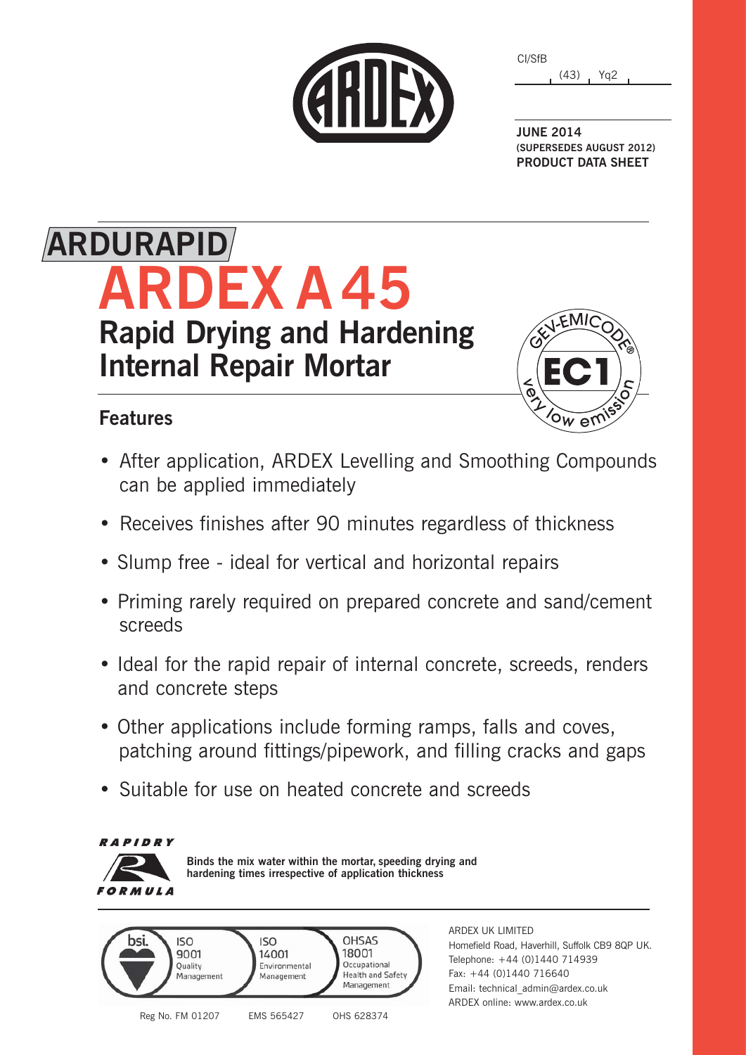CI/SfB

(43) Yq2

**JUNE 2014**
**(SUPERSEDES AUGUST 2012)**
**PRODUCT DATA SHEET**

**ARDURAPID**

# ARDEX A 45

## Rapid Drying and Hardening Internal Repair Mortar

GEV-EMICODE EC1 very low emission

### Features

- After application, ARDEX Levelling and Smoothing Compounds can be applied immediately
- Receives finishes after 90 minutes regardless of thickness
- Slump free - ideal for vertical and horizontal repairs
- Priming rarely required on prepared concrete and sand/cement screeds
- Ideal for the rapid repair of internal concrete, screeds, renders and concrete steps
- Other applications include forming ramps, falls and coves, patching around fittings/pipework, and filling cracks and gaps
- Suitable for use on heated concrete and screeds

*RAPIDRY FORMULA*

**Binds the mix water within the mortar, speeding drying and hardening times irrespective of application thickness**

bsi. ISO 9001 Quality Management — Reg No. FM 01207
ISO 14001 Environmental Management — EMS 565427
OHSAS 18001 Occupational Health and Safety Management — OHS 628374

ARDEX UK LIMITED
Homefield Road, Haverhill, Suffolk CB9 8QP UK.
Telephone: +44 (0)1440 714939
Fax: +44 (0)1440 716640
Email: technical_admin@ardex.co.uk
ARDEX online: www.ardex.co.uk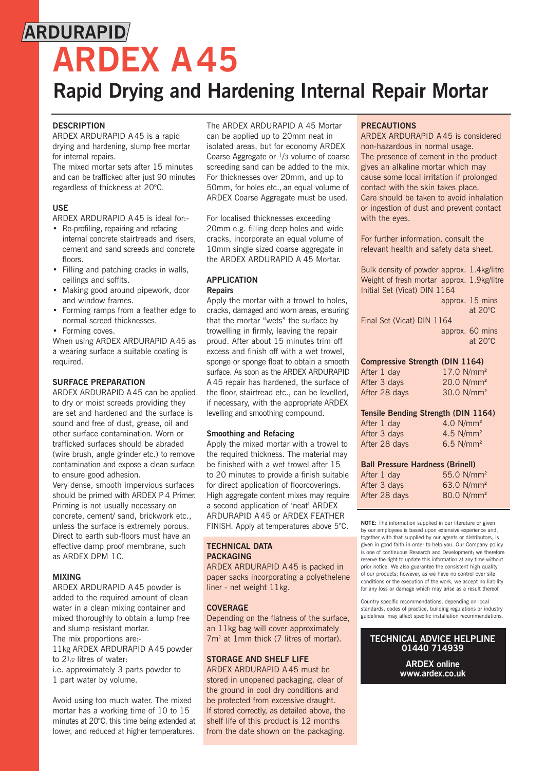ARDURAPID

# ARDEX A45

## Rapid Drying and Hardening Internal Repair Mortar

### DESCRIPTION

ARDEX ARDURAPID A45 is a rapid drying and hardening, slump free mortar for internal repairs.

The mixed mortar sets after 15 minutes and can be trafficked after just 90 minutes regardless of thickness at 20°C.

### USE

ARDEX ARDURAPID A45 is ideal for:-

- Re-profiling, repairing and refacing internal concrete stairtreads and risers, cement and sand screeds and concrete floors.
- Filling and patching cracks in walls, ceilings and soffits.
- Making good around pipework, door and window frames.
- Forming ramps from a feather edge to normal screed thicknesses.
- Forming coves.

When using ARDEX ARDURAPID A45 as a wearing surface a suitable coating is required.

### SURFACE PREPARATION

ARDEX ARDURAPID A45 can be applied to dry or moist screeds providing they are set and hardened and the surface is sound and free of dust, grease, oil and other surface contamination. Worn or trafficked surfaces should be abraded (wire brush, angle grinder etc.) to remove contamination and expose a clean surface to ensure good adhesion.

Very dense, smooth impervious surfaces should be primed with ARDEX P4 Primer. Priming is not usually necessary on concrete, cement/ sand, brickwork etc., unless the surface is extremely porous. Direct to earth sub-floors must have an effective damp proof membrane, such as ARDEX DPM 1C.

### MIXING

ARDEX ARDURAPID A45 powder is added to the required amount of clean water in a clean mixing container and mixed thoroughly to obtain a lump free and slump resistant mortar.

The mix proportions are:-

11kg ARDEX ARDURAPID A45 powder to 2½ litres of water:

i.e. approximately 3 parts powder to 1 part water by volume.

Avoid using too much water. The mixed mortar has a working time of 10 to 15 minutes at 20°C, this time being extended at lower, and reduced at higher temperatures.

The ARDEX ARDURAPID A 45 Mortar can be applied up to 20mm neat in isolated areas, but for economy ARDEX Coarse Aggregate or 1/3 volume of coarse screeding sand can be added to the mix. For thicknesses over 20mm, and up to 50mm, for holes etc., an equal volume of ARDEX Coarse Aggregate must be used.

For localised thicknesses exceeding 20mm e.g. filling deep holes and wide cracks, incorporate an equal volume of 10mm single sized coarse aggregate in the ARDEX ARDURAPID A 45 Mortar.

### APPLICATION

#### Repairs

Apply the mortar with a trowel to holes, cracks, damaged and worn areas, ensuring that the mortar "wets" the surface by trowelling in firmly, leaving the repair proud. After about 15 minutes trim off excess and finish off with a wet trowel, sponge or sponge float to obtain a smooth surface. As soon as the ARDEX ARDURAPID A45 repair has hardened, the surface of the floor, stairtread etc., can be levelled, if necessary, with the appropriate ARDEX levelling and smoothing compound.

#### Smoothing and Refacing

Apply the mixed mortar with a trowel to the required thickness. The material may be finished with a wet trowel after 15 to 20 minutes to provide a finish suitable for direct application of floorcoverings. High aggregate content mixes may require a second application of 'neat' ARDEX ARDURAPID A45 or ARDEX FEATHER FINISH. Apply at temperatures above 5°C.

### TECHNICAL DATA PACKAGING

ARDEX ARDURAPID A45 is packed in paper sacks incorporating a polyethelene liner - net weight 11kg.

### COVERAGE

Depending on the flatness of the surface, an 11kg bag will cover approximately 7m² at 1mm thick (7 litres of mortar).

### STORAGE AND SHELF LIFE

ARDEX ARDURAPID A45 must be stored in unopened packaging, clear of the ground in cool dry conditions and be protected from excessive draught. If stored correctly, as detailed above, the shelf life of this product is 12 months from the date shown on the packaging.

### PRECAUTIONS

ARDEX ARDURAPID A45 is considered non-hazardous in normal usage. The presence of cement in the product gives an alkaline mortar which may cause some local irritation if prolonged contact with the skin takes place. Care should be taken to avoid inhalation or ingestion of dust and prevent contact with the eyes.

For further information, consult the relevant health and safety data sheet.

Bulk density of powder approx. 1.4kg/litre
Weight of fresh mortar approx. 1.9kg/litre
Initial Set (Vicat) DIN 1164 approx. 15 mins at 20°C
Final Set (Vicat) DIN 1164 approx. 60 mins at 20°C

**Compressive Strength (DIN 1164)**

| | |
|---|---|
| After 1 day | 17.0 N/mm² |
| After 3 days | 20.0 N/mm² |
| After 28 days | 30.0 N/mm² |

**Tensile Bending Strength (DIN 1164)**

| | |
|---|---|
| After 1 day | 4.0 N/mm² |
| After 3 days | 4.5 N/mm² |
| After 28 days | 6.5 N/mm² |

**Ball Pressure Hardness (Brinell)**

| | |
|---|---|
| After 1 day | 55.0 N/mm² |
| After 3 days | 63.0 N/mm² |
| After 28 days | 80.0 N/mm² |

**NOTE:** The information supplied in our literature or given by our employees is based upon extensive experience and, together with that supplied by our agents or distributors, is given in good faith in order to help you. Our Company policy is one of continuous Research and Development; we therefore reserve the right to update this information at any time without prior notice. We also guarantee the consistent high quality of our products; however, as we have no control over site conditions or the execution of the work, we accept no liability for any loss or damage which may arise as a result thereof.

Country specific recommendations, depending on local standards, codes of practice, building regulations or industry guidelines, may affect specific installation recommendations.

**TECHNICAL ADVICE HELPLINE**
**01440 714939**

**ARDEX online**
**www.ardex.co.uk**